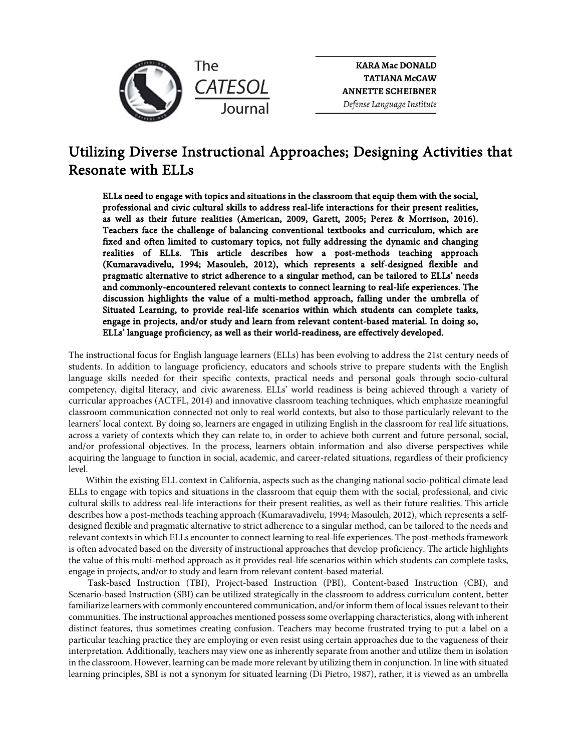KARA Mac DONALD
TATIANA McCAW
ANNETTE SCHEIBNER
*Defense Language Institute*

# Utilizing Diverse Instructional Approaches; Designing Activities that Resonate with ELLs

**ELLs need to engage with topics and situations in the classroom that equip them with the social, professional and civic cultural skills to address real-life interactions for their present realities, as well as their future realities (American, 2009, Garett, 2005; Perez & Morrison, 2016). Teachers face the challenge of balancing conventional textbooks and curriculum, which are fixed and often limited to customary topics, not fully addressing the dynamic and changing realities of ELLs. This article describes how a post-methods teaching approach (Kumaravadivelu, 1994; Masouleh, 2012), which represents a self-designed flexible and pragmatic alternative to strict adherence to a singular method, can be tailored to ELLs' needs and commonly-encountered relevant contexts to connect learning to real-life experiences. The discussion highlights the value of a multi-method approach, falling under the umbrella of Situated Learning, to provide real-life scenarios within which students can complete tasks, engage in projects, and/or study and learn from relevant content-based material. In doing so, ELLs' language proficiency, as well as their world-readiness, are effectively developed.**

The instructional focus for English language learners (ELLs) has been evolving to address the 21st century needs of students. In addition to language proficiency, educators and schools strive to prepare students with the English language skills needed for their specific contexts, practical needs and personal goals through socio-cultural competency, digital literacy, and civic awareness. ELLs' world readiness is being achieved through a variety of curricular approaches (ACTFL, 2014) and innovative classroom teaching techniques, which emphasize meaningful classroom communication connected not only to real world contexts, but also to those particularly relevant to the learners' local context. By doing so, learners are engaged in utilizing English in the classroom for real life situations, across a variety of contexts which they can relate to, in order to achieve both current and future personal, social, and/or professional objectives. In the process, learners obtain information and also diverse perspectives while acquiring the language to function in social, academic, and career-related situations, regardless of their proficiency level.

Within the existing ELL context in California, aspects such as the changing national socio-political climate lead ELLs to engage with topics and situations in the classroom that equip them with the social, professional, and civic cultural skills to address real-life interactions for their present realities, as well as their future realities. This article describes how a post-methods teaching approach (Kumaravadivelu, 1994; Masouleh, 2012), which represents a self-designed flexible and pragmatic alternative to strict adherence to a singular method, can be tailored to the needs and relevant contexts in which ELLs encounter to connect learning to real-life experiences. The post-methods framework is often advocated based on the diversity of instructional approaches that develop proficiency. The article highlights the value of this multi-method approach as it provides real-life scenarios within which students can complete tasks, engage in projects, and/or to study and learn from relevant content-based material.

Task-based Instruction (TBI), Project-based Instruction (PBI), Content-based Instruction (CBI), and Scenario-based Instruction (SBI) can be utilized strategically in the classroom to address curriculum content, better familiarize learners with commonly encountered communication, and/or inform them of local issues relevant to their communities. The instructional approaches mentioned possess some overlapping characteristics, along with inherent distinct features, thus sometimes creating confusion. Teachers may become frustrated trying to put a label on a particular teaching practice they are employing or even resist using certain approaches due to the vagueness of their interpretation. Additionally, teachers may view one as inherently separate from another and utilize them in isolation in the classroom. However, learning can be made more relevant by utilizing them in conjunction. In line with situated learning principles, SBI is not a synonym for situated learning (Di Pietro, 1987), rather, it is viewed as an umbrella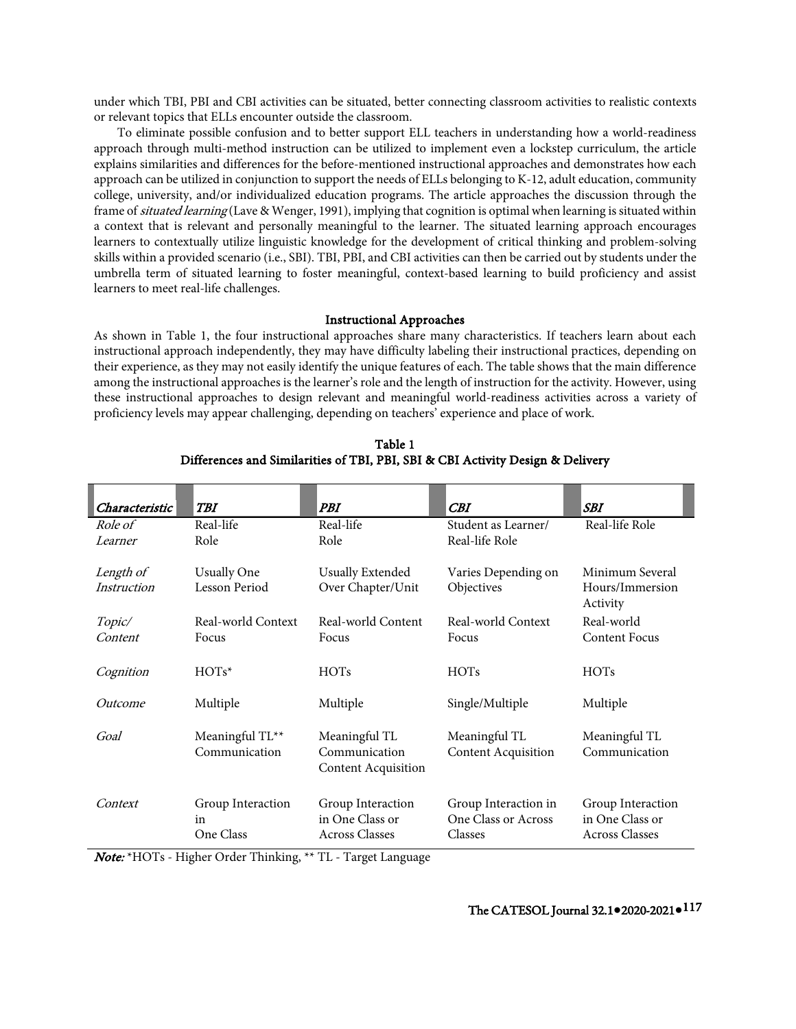under which TBI, PBI and CBI activities can be situated, better connecting classroom activities to realistic contexts or relevant topics that ELLs encounter outside the classroom.

To eliminate possible confusion and to better support ELL teachers in understanding how a world-readiness approach through multi-method instruction can be utilized to implement even a lockstep curriculum, the article explains similarities and differences for the before-mentioned instructional approaches and demonstrates how each approach can be utilized in conjunction to support the needs of ELLs belonging to K-12, adult education, community college, university, and/or individualized education programs. The article approaches the discussion through the frame of *situated learning* (Lave & Wenger, 1991), implying that cognition is optimal when learning is situated within a context that is relevant and personally meaningful to the learner. The situated learning approach encourages learners to contextually utilize linguistic knowledge for the development of critical thinking and problem-solving skills within a provided scenario (i.e., SBI). TBI, PBI, and CBI activities can then be carried out by students under the umbrella term of situated learning to foster meaningful, context-based learning to build proficiency and assist learners to meet real-life challenges.

## Instructional Approaches

As shown in Table 1, the four instructional approaches share many characteristics. If teachers learn about each instructional approach independently, they may have difficulty labeling their instructional practices, depending on their experience, as they may not easily identify the unique features of each. The table shows that the main difference among the instructional approaches is the learner's role and the length of instruction for the activity. However, using these instructional approaches to design relevant and meaningful world-readiness activities across a variety of proficiency levels may appear challenging, depending on teachers' experience and place of work.

**Table 1**
**Differences and Similarities of TBI, PBI, SBI & CBI Activity Design & Delivery**

| *Characteristic* | *TBI* | *PBI* | *CBI* | *SBI* |
|---|---|---|---|---|
| *Role of Learner* | Real-life Role | Real-life Role | Student as Learner/ Real-life Role | Real-life Role |
| *Length of Instruction* | Usually One Lesson Period | Usually Extended Over Chapter/Unit | Varies Depending on Objectives | Minimum Several Hours/Immersion Activity |
| *Topic/ Content* | Real-world Context Focus | Real-world Content Focus | Real-world Context Focus | Real-world Content Focus |
| *Cognition* | HOTs* | HOTs | HOTs | HOTs |
| *Outcome* | Multiple | Multiple | Single/Multiple | Multiple |
| *Goal* | Meaningful TL** Communication | Meaningful TL Communication Content Acquisition | Meaningful TL Content Acquisition | Meaningful TL Communication |
| *Context* | Group Interaction in One Class | Group Interaction in One Class or Across Classes | Group Interaction in One Class or Across Classes | Group Interaction in One Class or Across Classes |

***Note:*** *HOTs - Higher Order Thinking, ** TL - Target Language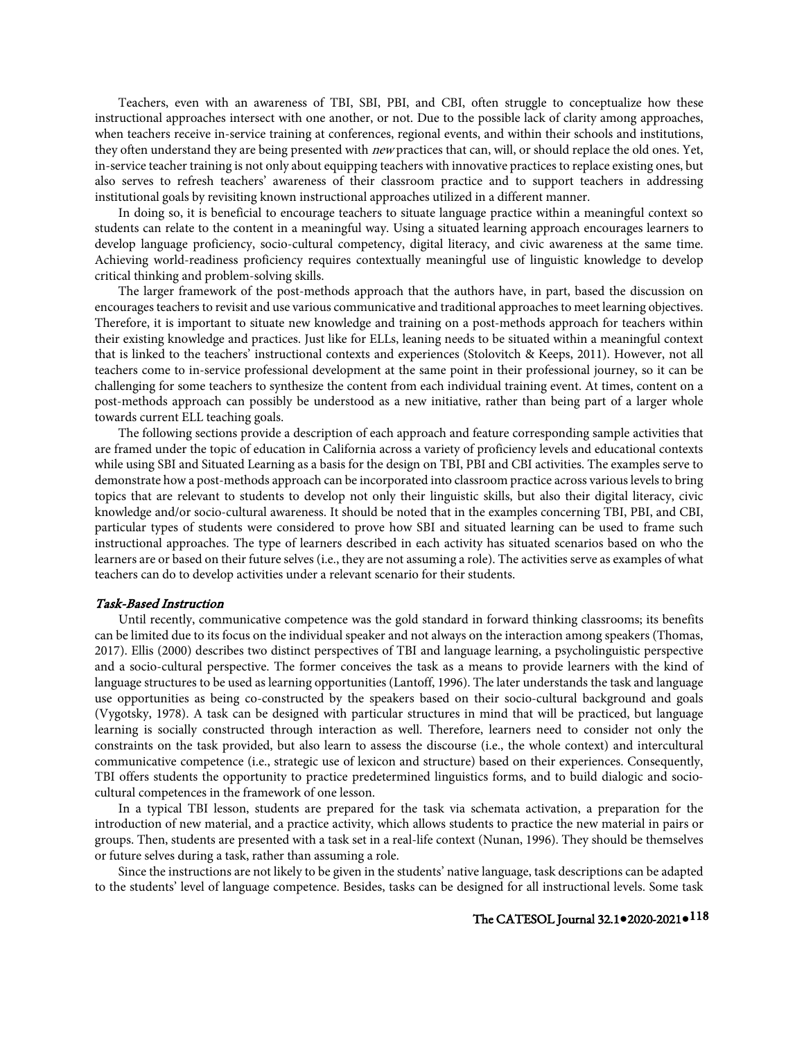Teachers, even with an awareness of TBI, SBI, PBI, and CBI, often struggle to conceptualize how these instructional approaches intersect with one another, or not. Due to the possible lack of clarity among approaches, when teachers receive in-service training at conferences, regional events, and within their schools and institutions, they often understand they are being presented with *new* practices that can, will, or should replace the old ones. Yet, in-service teacher training is not only about equipping teachers with innovative practices to replace existing ones, but also serves to refresh teachers' awareness of their classroom practice and to support teachers in addressing institutional goals by revisiting known instructional approaches utilized in a different manner.

In doing so, it is beneficial to encourage teachers to situate language practice within a meaningful context so students can relate to the content in a meaningful way. Using a situated learning approach encourages learners to develop language proficiency, socio-cultural competency, digital literacy, and civic awareness at the same time. Achieving world-readiness proficiency requires contextually meaningful use of linguistic knowledge to develop critical thinking and problem-solving skills.

The larger framework of the post-methods approach that the authors have, in part, based the discussion on encourages teachers to revisit and use various communicative and traditional approaches to meet learning objectives. Therefore, it is important to situate new knowledge and training on a post-methods approach for teachers within their existing knowledge and practices. Just like for ELLs, leaning needs to be situated within a meaningful context that is linked to the teachers' instructional contexts and experiences (Stolovitch & Keeps, 2011). However, not all teachers come to in-service professional development at the same point in their professional journey, so it can be challenging for some teachers to synthesize the content from each individual training event. At times, content on a post-methods approach can possibly be understood as a new initiative, rather than being part of a larger whole towards current ELL teaching goals.

The following sections provide a description of each approach and feature corresponding sample activities that are framed under the topic of education in California across a variety of proficiency levels and educational contexts while using SBI and Situated Learning as a basis for the design on TBI, PBI and CBI activities. The examples serve to demonstrate how a post-methods approach can be incorporated into classroom practice across various levels to bring topics that are relevant to students to develop not only their linguistic skills, but also their digital literacy, civic knowledge and/or socio-cultural awareness. It should be noted that in the examples concerning TBI, PBI, and CBI, particular types of students were considered to prove how SBI and situated learning can be used to frame such instructional approaches. The type of learners described in each activity has situated scenarios based on who the learners are or based on their future selves (i.e., they are not assuming a role). The activities serve as examples of what teachers can do to develop activities under a relevant scenario for their students.

### *Task-Based Instruction*

Until recently, communicative competence was the gold standard in forward thinking classrooms; its benefits can be limited due to its focus on the individual speaker and not always on the interaction among speakers (Thomas, 2017). Ellis (2000) describes two distinct perspectives of TBI and language learning, a psycholinguistic perspective and a socio-cultural perspective. The former conceives the task as a means to provide learners with the kind of language structures to be used as learning opportunities (Lantoff, 1996). The later understands the task and language use opportunities as being co-constructed by the speakers based on their socio-cultural background and goals (Vygotsky, 1978). A task can be designed with particular structures in mind that will be practiced, but language learning is socially constructed through interaction as well. Therefore, learners need to consider not only the constraints on the task provided, but also learn to assess the discourse (i.e., the whole context) and intercultural communicative competence (i.e., strategic use of lexicon and structure) based on their experiences. Consequently, TBI offers students the opportunity to practice predetermined linguistics forms, and to build dialogic and socio-cultural competences in the framework of one lesson.

In a typical TBI lesson, students are prepared for the task via schemata activation, a preparation for the introduction of new material, and a practice activity, which allows students to practice the new material in pairs or groups. Then, students are presented with a task set in a real-life context (Nunan, 1996). They should be themselves or future selves during a task, rather than assuming a role.

Since the instructions are not likely to be given in the students' native language, task descriptions can be adapted to the students' level of language competence. Besides, tasks can be designed for all instructional levels. Some task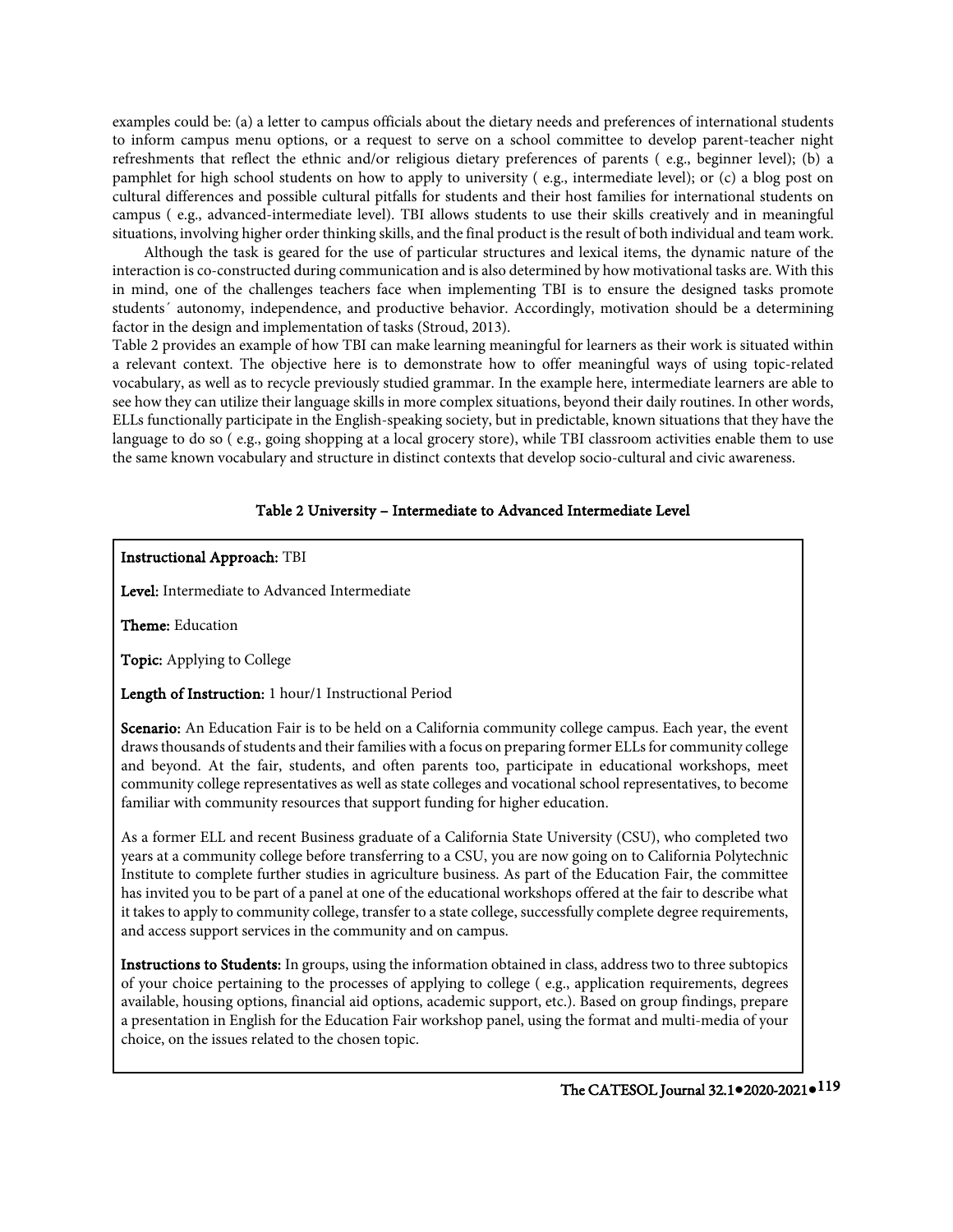examples could be: (a) a letter to campus officials about the dietary needs and preferences of international students to inform campus menu options, or a request to serve on a school committee to develop parent-teacher night refreshments that reflect the ethnic and/or religious dietary preferences of parents ( e.g., beginner level); (b) a pamphlet for high school students on how to apply to university ( e.g., intermediate level); or (c) a blog post on cultural differences and possible cultural pitfalls for students and their host families for international students on campus ( e.g., advanced-intermediate level). TBI allows students to use their skills creatively and in meaningful situations, involving higher order thinking skills, and the final product is the result of both individual and team work.

Although the task is geared for the use of particular structures and lexical items, the dynamic nature of the interaction is co-constructed during communication and is also determined by how motivational tasks are. With this in mind, one of the challenges teachers face when implementing TBI is to ensure the designed tasks promote students´ autonomy, independence, and productive behavior. Accordingly, motivation should be a determining factor in the design and implementation of tasks (Stroud, 2013).

Table 2 provides an example of how TBI can make learning meaningful for learners as their work is situated within a relevant context. The objective here is to demonstrate how to offer meaningful ways of using topic-related vocabulary, as well as to recycle previously studied grammar. In the example here, intermediate learners are able to see how they can utilize their language skills in more complex situations, beyond their daily routines. In other words, ELLs functionally participate in the English-speaking society, but in predictable, known situations that they have the language to do so ( e.g., going shopping at a local grocery store), while TBI classroom activities enable them to use the same known vocabulary and structure in distinct contexts that develop socio-cultural and civic awareness.

**Table 2 University – Intermediate to Advanced Intermediate Level**

**Instructional Approach:** TBI

**Level:** Intermediate to Advanced Intermediate

**Theme:** Education

**Topic:** Applying to College

**Length of Instruction:** 1 hour/1 Instructional Period

**Scenario:** An Education Fair is to be held on a California community college campus. Each year, the event draws thousands of students and their families with a focus on preparing former ELLs for community college and beyond. At the fair, students, and often parents too, participate in educational workshops, meet community college representatives as well as state colleges and vocational school representatives, to become familiar with community resources that support funding for higher education.

As a former ELL and recent Business graduate of a California State University (CSU), who completed two years at a community college before transferring to a CSU, you are now going on to California Polytechnic Institute to complete further studies in agriculture business. As part of the Education Fair, the committee has invited you to be part of a panel at one of the educational workshops offered at the fair to describe what it takes to apply to community college, transfer to a state college, successfully complete degree requirements, and access support services in the community and on campus.

**Instructions to Students:** In groups, using the information obtained in class, address two to three subtopics of your choice pertaining to the processes of applying to college ( e.g., application requirements, degrees available, housing options, financial aid options, academic support, etc.). Based on group findings, prepare a presentation in English for the Education Fair workshop panel, using the format and multi-media of your choice, on the issues related to the chosen topic.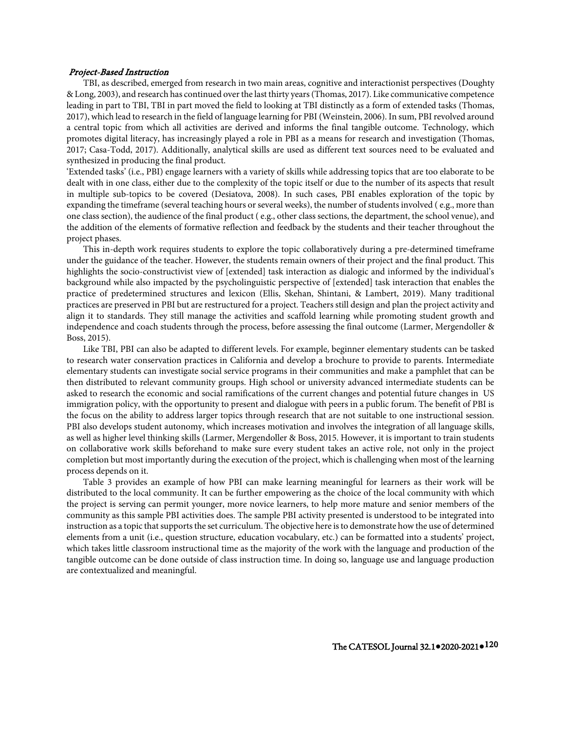### *Project-Based Instruction*

TBI, as described, emerged from research in two main areas, cognitive and interactionist perspectives (Doughty & Long, 2003), and research has continued over the last thirty years (Thomas, 2017). Like communicative competence leading in part to TBI, TBI in part moved the field to looking at TBI distinctly as a form of extended tasks (Thomas, 2017), which lead to research in the field of language learning for PBI (Weinstein, 2006). In sum, PBI revolved around a central topic from which all activities are derived and informs the final tangible outcome. Technology, which promotes digital literacy, has increasingly played a role in PBI as a means for research and investigation (Thomas, 2017; Casa-Todd, 2017). Additionally, analytical skills are used as different text sources need to be evaluated and synthesized in producing the final product.

'Extended tasks' (i.e., PBI) engage learners with a variety of skills while addressing topics that are too elaborate to be dealt with in one class, either due to the complexity of the topic itself or due to the number of its aspects that result in multiple sub-topics to be covered (Desiatova, 2008). In such cases, PBI enables exploration of the topic by expanding the timeframe (several teaching hours or several weeks), the number of students involved ( e.g., more than one class section), the audience of the final product ( e.g., other class sections, the department, the school venue), and the addition of the elements of formative reflection and feedback by the students and their teacher throughout the project phases.

This in-depth work requires students to explore the topic collaboratively during a pre-determined timeframe under the guidance of the teacher. However, the students remain owners of their project and the final product. This highlights the socio-constructivist view of [extended] task interaction as dialogic and informed by the individual's background while also impacted by the psycholinguistic perspective of [extended] task interaction that enables the practice of predetermined structures and lexicon (Ellis, Skehan, Shintani, & Lambert, 2019). Many traditional practices are preserved in PBI but are restructured for a project. Teachers still design and plan the project activity and align it to standards. They still manage the activities and scaffold learning while promoting student growth and independence and coach students through the process, before assessing the final outcome (Larmer, Mergendoller & Boss, 2015).

Like TBI, PBI can also be adapted to different levels. For example, beginner elementary students can be tasked to research water conservation practices in California and develop a brochure to provide to parents. Intermediate elementary students can investigate social service programs in their communities and make a pamphlet that can be then distributed to relevant community groups. High school or university advanced intermediate students can be asked to research the economic and social ramifications of the current changes and potential future changes in US immigration policy, with the opportunity to present and dialogue with peers in a public forum. The benefit of PBI is the focus on the ability to address larger topics through research that are not suitable to one instructional session. PBI also develops student autonomy, which increases motivation and involves the integration of all language skills, as well as higher level thinking skills (Larmer, Mergendoller & Boss, 2015. However, it is important to train students on collaborative work skills beforehand to make sure every student takes an active role, not only in the project completion but most importantly during the execution of the project, which is challenging when most of the learning process depends on it.

Table 3 provides an example of how PBI can make learning meaningful for learners as their work will be distributed to the local community. It can be further empowering as the choice of the local community with which the project is serving can permit younger, more novice learners, to help more mature and senior members of the community as this sample PBI activities does. The sample PBI activity presented is understood to be integrated into instruction as a topic that supports the set curriculum. The objective here is to demonstrate how the use of determined elements from a unit (i.e., question structure, education vocabulary, etc.) can be formatted into a students' project, which takes little classroom instructional time as the majority of the work with the language and production of the tangible outcome can be done outside of class instruction time. In doing so, language use and language production are contextualized and meaningful.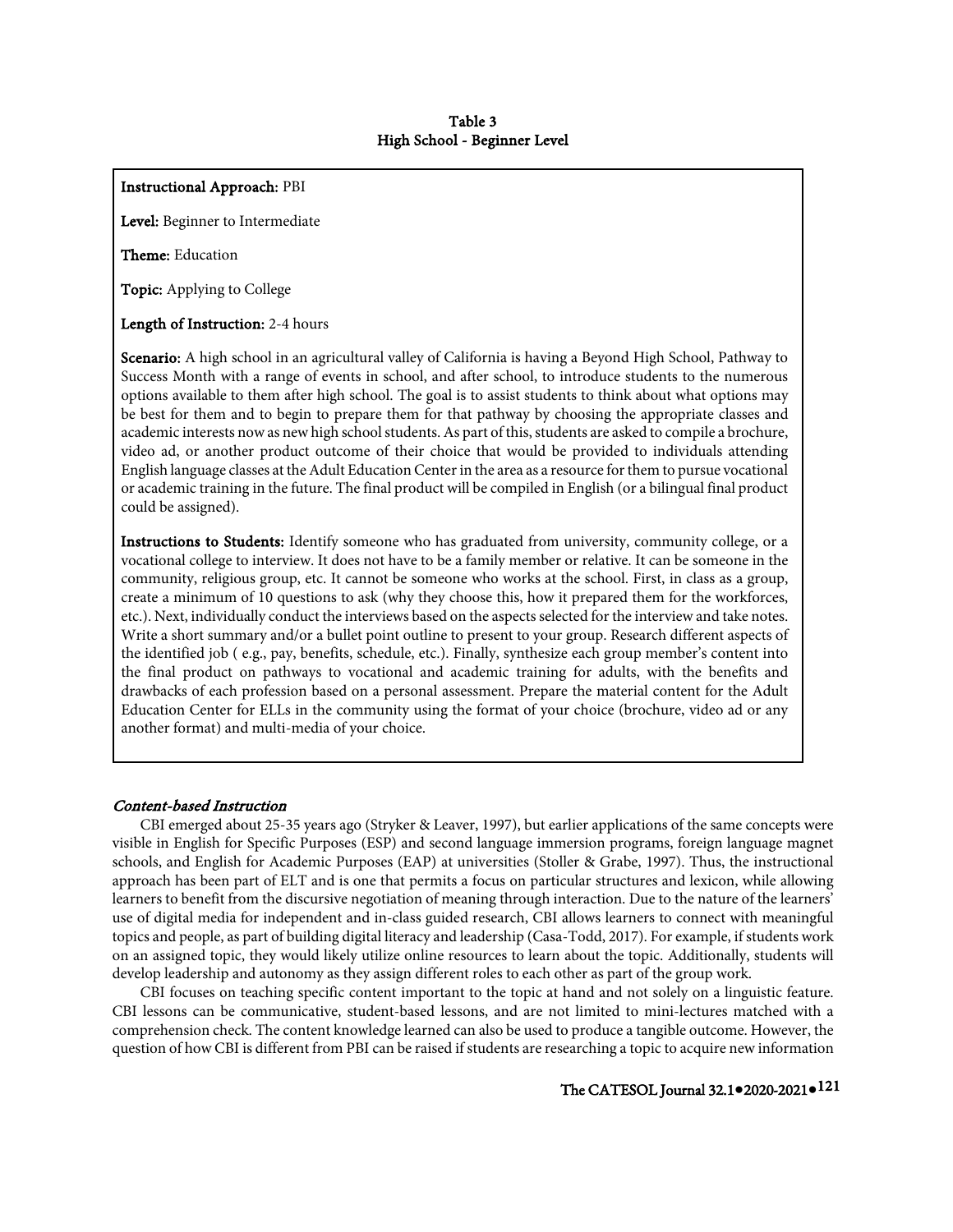**Table 3**
**High School - Beginner Level**

**Instructional Approach:** PBI

**Level:** Beginner to Intermediate

**Theme:** Education

**Topic:** Applying to College

**Length of Instruction:** 2-4 hours

**Scenario:** A high school in an agricultural valley of California is having a Beyond High School, Pathway to Success Month with a range of events in school, and after school, to introduce students to the numerous options available to them after high school. The goal is to assist students to think about what options may be best for them and to begin to prepare them for that pathway by choosing the appropriate classes and academic interests now as new high school students. As part of this, students are asked to compile a brochure, video ad, or another product outcome of their choice that would be provided to individuals attending English language classes at the Adult Education Center in the area as a resource for them to pursue vocational or academic training in the future. The final product will be compiled in English (or a bilingual final product could be assigned).

**Instructions to Students:** Identify someone who has graduated from university, community college, or a vocational college to interview. It does not have to be a family member or relative. It can be someone in the community, religious group, etc. It cannot be someone who works at the school. First, in class as a group, create a minimum of 10 questions to ask (why they choose this, how it prepared them for the workforces, etc.). Next, individually conduct the interviews based on the aspects selected for the interview and take notes. Write a short summary and/or a bullet point outline to present to your group. Research different aspects of the identified job ( e.g., pay, benefits, schedule, etc.). Finally, synthesize each group member's content into the final product on pathways to vocational and academic training for adults, with the benefits and drawbacks of each profession based on a personal assessment. Prepare the material content for the Adult Education Center for ELLs in the community using the format of your choice (brochure, video ad or any another format) and multi-media of your choice.

### *Content-based Instruction*

CBI emerged about 25-35 years ago (Stryker & Leaver, 1997), but earlier applications of the same concepts were visible in English for Specific Purposes (ESP) and second language immersion programs, foreign language magnet schools, and English for Academic Purposes (EAP) at universities (Stoller & Grabe, 1997). Thus, the instructional approach has been part of ELT and is one that permits a focus on particular structures and lexicon, while allowing learners to benefit from the discursive negotiation of meaning through interaction. Due to the nature of the learners' use of digital media for independent and in-class guided research, CBI allows learners to connect with meaningful topics and people, as part of building digital literacy and leadership (Casa-Todd, 2017). For example, if students work on an assigned topic, they would likely utilize online resources to learn about the topic. Additionally, students will develop leadership and autonomy as they assign different roles to each other as part of the group work.

CBI focuses on teaching specific content important to the topic at hand and not solely on a linguistic feature. CBI lessons can be communicative, student-based lessons, and are not limited to mini-lectures matched with a comprehension check. The content knowledge learned can also be used to produce a tangible outcome. However, the question of how CBI is different from PBI can be raised if students are researching a topic to acquire new information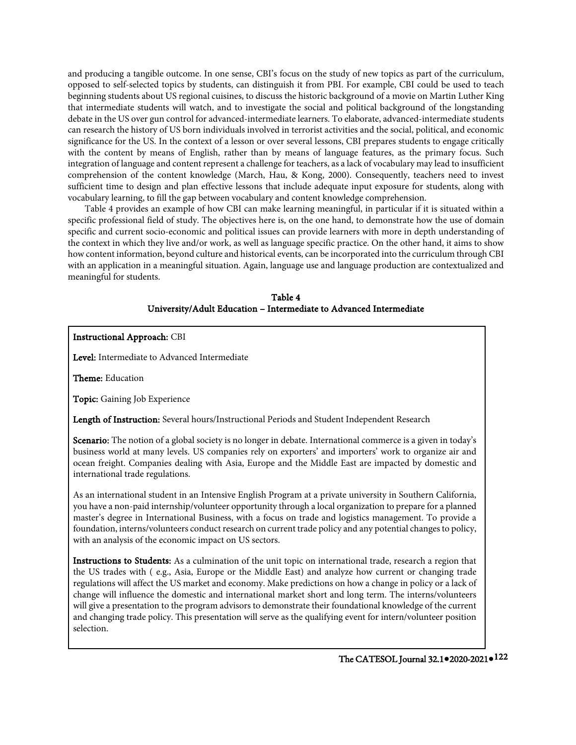and producing a tangible outcome. In one sense, CBI's focus on the study of new topics as part of the curriculum, opposed to self-selected topics by students, can distinguish it from PBI. For example, CBI could be used to teach beginning students about US regional cuisines, to discuss the historic background of a movie on Martin Luther King that intermediate students will watch, and to investigate the social and political background of the longstanding debate in the US over gun control for advanced-intermediate learners. To elaborate, advanced-intermediate students can research the history of US born individuals involved in terrorist activities and the social, political, and economic significance for the US. In the context of a lesson or over several lessons, CBI prepares students to engage critically with the content by means of English, rather than by means of language features, as the primary focus. Such integration of language and content represent a challenge for teachers, as a lack of vocabulary may lead to insufficient comprehension of the content knowledge (March, Hau, & Kong, 2000). Consequently, teachers need to invest sufficient time to design and plan effective lessons that include adequate input exposure for students, along with vocabulary learning, to fill the gap between vocabulary and content knowledge comprehension.

Table 4 provides an example of how CBI can make learning meaningful, in particular if it is situated within a specific professional field of study. The objectives here is, on the one hand, to demonstrate how the use of domain specific and current socio-economic and political issues can provide learners with more in depth understanding of the context in which they live and/or work, as well as language specific practice. On the other hand, it aims to show how content information, beyond culture and historical events, can be incorporated into the curriculum through CBI with an application in a meaningful situation. Again, language use and language production are contextualized and meaningful for students.

**Table 4**
**University/Adult Education – Intermediate to Advanced Intermediate**

**Instructional Approach:** CBI

**Level:** Intermediate to Advanced Intermediate

**Theme:** Education

**Topic:** Gaining Job Experience

**Length of Instruction:** Several hours/Instructional Periods and Student Independent Research

**Scenario:** The notion of a global society is no longer in debate. International commerce is a given in today's business world at many levels. US companies rely on exporters' and importers' work to organize air and ocean freight. Companies dealing with Asia, Europe and the Middle East are impacted by domestic and international trade regulations.

As an international student in an Intensive English Program at a private university in Southern California, you have a non-paid internship/volunteer opportunity through a local organization to prepare for a planned master's degree in International Business, with a focus on trade and logistics management. To provide a foundation, interns/volunteers conduct research on current trade policy and any potential changes to policy, with an analysis of the economic impact on US sectors.

**Instructions to Students:** As a culmination of the unit topic on international trade, research a region that the US trades with ( e.g., Asia, Europe or the Middle East) and analyze how current or changing trade regulations will affect the US market and economy. Make predictions on how a change in policy or a lack of change will influence the domestic and international market short and long term. The interns/volunteers will give a presentation to the program advisors to demonstrate their foundational knowledge of the current and changing trade policy. This presentation will serve as the qualifying event for intern/volunteer position selection.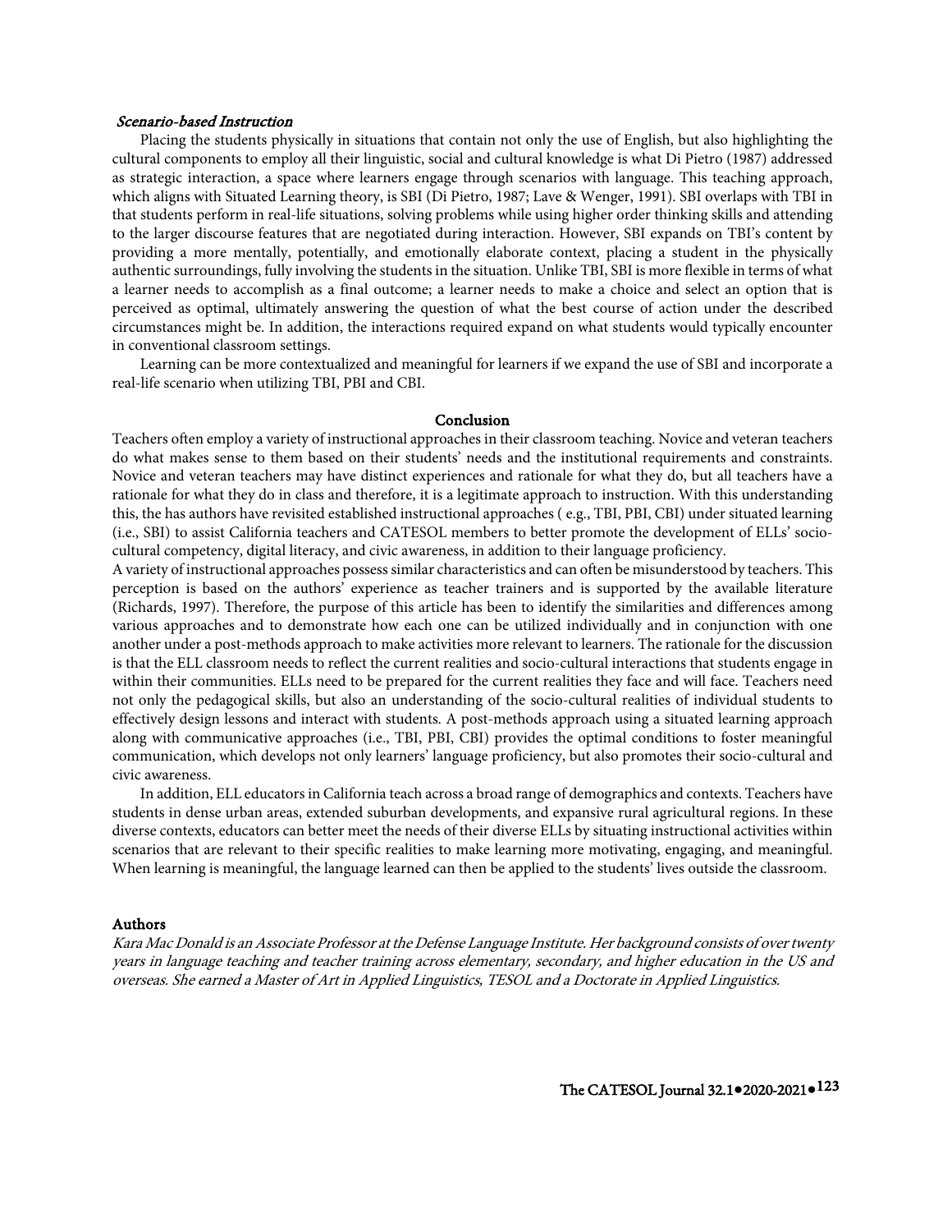### *Scenario-based Instruction*

Placing the students physically in situations that contain not only the use of English, but also highlighting the cultural components to employ all their linguistic, social and cultural knowledge is what Di Pietro (1987) addressed as strategic interaction, a space where learners engage through scenarios with language. This teaching approach, which aligns with Situated Learning theory, is SBI (Di Pietro, 1987; Lave & Wenger, 1991). SBI overlaps with TBI in that students perform in real-life situations, solving problems while using higher order thinking skills and attending to the larger discourse features that are negotiated during interaction. However, SBI expands on TBI's content by providing a more mentally, potentially, and emotionally elaborate context, placing a student in the physically authentic surroundings, fully involving the students in the situation. Unlike TBI, SBI is more flexible in terms of what a learner needs to accomplish as a final outcome; a learner needs to make a choice and select an option that is perceived as optimal, ultimately answering the question of what the best course of action under the described circumstances might be. In addition, the interactions required expand on what students would typically encounter in conventional classroom settings.

Learning can be more contextualized and meaningful for learners if we expand the use of SBI and incorporate a real-life scenario when utilizing TBI, PBI and CBI.

## Conclusion

Teachers often employ a variety of instructional approaches in their classroom teaching. Novice and veteran teachers do what makes sense to them based on their students' needs and the institutional requirements and constraints. Novice and veteran teachers may have distinct experiences and rationale for what they do, but all teachers have a rationale for what they do in class and therefore, it is a legitimate approach to instruction. With this understanding this, the has authors have revisited established instructional approaches ( e.g., TBI, PBI, CBI) under situated learning (i.e., SBI) to assist California teachers and CATESOL members to better promote the development of ELLs' socio-cultural competency, digital literacy, and civic awareness, in addition to their language proficiency.

A variety of instructional approaches possess similar characteristics and can often be misunderstood by teachers. This perception is based on the authors' experience as teacher trainers and is supported by the available literature (Richards, 1997). Therefore, the purpose of this article has been to identify the similarities and differences among various approaches and to demonstrate how each one can be utilized individually and in conjunction with one another under a post-methods approach to make activities more relevant to learners. The rationale for the discussion is that the ELL classroom needs to reflect the current realities and socio-cultural interactions that students engage in within their communities. ELLs need to be prepared for the current realities they face and will face. Teachers need not only the pedagogical skills, but also an understanding of the socio-cultural realities of individual students to effectively design lessons and interact with students. A post-methods approach using a situated learning approach along with communicative approaches (i.e., TBI, PBI, CBI) provides the optimal conditions to foster meaningful communication, which develops not only learners' language proficiency, but also promotes their socio-cultural and civic awareness.

In addition, ELL educators in California teach across a broad range of demographics and contexts. Teachers have students in dense urban areas, extended suburban developments, and expansive rural agricultural regions. In these diverse contexts, educators can better meet the needs of their diverse ELLs by situating instructional activities within scenarios that are relevant to their specific realities to make learning more motivating, engaging, and meaningful. When learning is meaningful, the language learned can then be applied to the students' lives outside the classroom.

## Authors

*Kara Mac Donald is an Associate Professor at the Defense Language Institute. Her background consists of over twenty years in language teaching and teacher training across elementary, secondary, and higher education in the US and overseas. She earned a Master of Art in Applied Linguistics, TESOL and a Doctorate in Applied Linguistics.*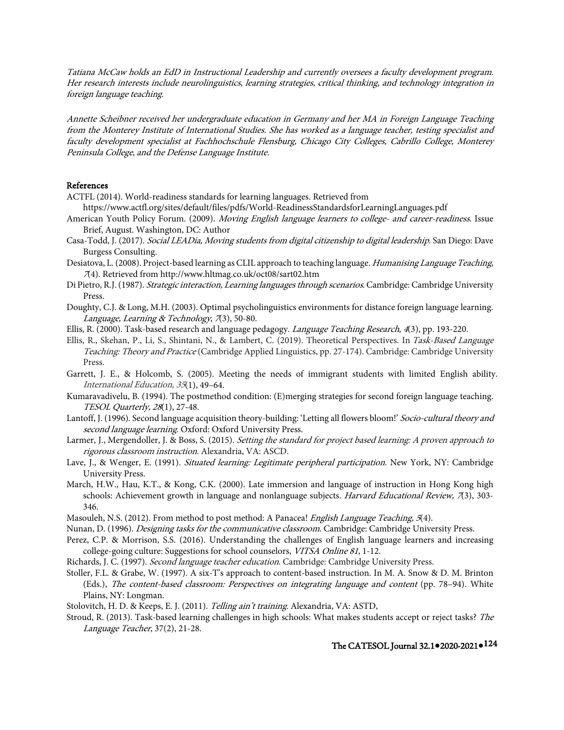*Tatiana McCaw holds an EdD in Instructional Leadership and currently oversees a faculty development program. Her research interests include neurolinguistics, learning strategies, critical thinking, and technology integration in foreign language teaching.*

*Annette Scheibner received her undergraduate education in Germany and her MA in Foreign Language Teaching from the Monterey Institute of International Studies. She has worked as a language teacher, testing specialist and faculty development specialist at Fachhochschule Flensburg, Chicago City Colleges, Cabrillo College, Monterey Peninsula College, and the Defense Language Institute.*

## References

ACTFL (2014). World-readiness standards for learning languages. Retrieved from https://www.actfl.org/sites/default/files/pdfs/World-ReadinessStandardsforLearningLanguages.pdf

American Youth Policy Forum. (2009). *Moving English language learners to college- and career-readiness*. Issue Brief, August. Washington, DC: Author

Casa-Todd, J. (2017). *Social LEADia, Moving students from digital citizenship to digital leadership*. San Diego: Dave Burgess Consulting.

Desiatova, L. (2008). Project-based learning as CLIL approach to teaching language. *Humanising Language Teaching*, *7*(4). Retrieved from http://www.hltmag.co.uk/oct08/sart02.htm

Di Pietro, R.J. (1987). *Strategic interaction, Learning languages through scenarios*. Cambridge: Cambridge University Press.

Doughty, C.J. & Long, M.H. (2003). Optimal psycholinguistics environments for distance foreign language learning. *Language, Learning & Technology*, *7*(3), 50-80.

Ellis, R. (2000). Task-based research and language pedagogy. *Language Teaching Research*, *4*(3), pp. 193-220.

Ellis, R., Skehan, P., Li, S., Shintani, N., & Lambert, C. (2019). Theoretical Perspectives. In *Task-Based Language Teaching: Theory and Practice* (Cambridge Applied Linguistics, pp. 27-174). Cambridge: Cambridge University Press.

Garrett, J. E., & Holcomb, S. (2005). Meeting the needs of immigrant students with limited English ability. *International Education*, *35*(1), 49–64.

Kumaravadivelu, B. (1994). The postmethod condition: (E)merging strategies for second foreign language teaching. *TESOL Quarterly, 28*(1), 27-48.

Lantoff, J. (1996). Second language acquisition theory-building: 'Letting all flowers bloom!' *Socio-cultural theory and second language learning*. Oxford: Oxford University Press.

Larmer, J., Mergendoller, J. & Boss, S. (2015). *Setting the standard for project based learning: A proven approach to rigorous classroom instruction*. Alexandria, VA: ASCD.

Lave, J., & Wenger, E. (1991). *Situated learning: Legitimate peripheral participation*. New York, NY: Cambridge University Press.

March, H.W., Hau, K.T., & Kong, C.K. (2000). Late immersion and language of instruction in Hong Kong high schools: Achievement growth in language and nonlanguage subjects. *Harvard Educational Review, 7*(3), 303-346.

Masouleh, N.S. (2012). From method to post method: A Panacea! *English Language Teaching, 5*(4).

Nunan, D. (1996). *Designing tasks for the communicative classroom*. Cambridge: Cambridge University Press.

Perez, C.P. & Morrison, S.S. (2016). Understanding the challenges of English language learners and increasing college-going culture: Suggestions for school counselors, *VITSA Online 81*, 1-12.

Richards, J. C. (1997). *Second language teacher education*. Cambridge: Cambridge University Press.

Stoller, F.L. & Grabe, W. (1997). A six-T's approach to content-based instruction. In M. A. Snow & D. M. Brinton (Eds.), *The content-based classroom: Perspectives on integrating language and content* (pp. 78–94). White Plains, NY: Longman.

Stolovitch, H. D. & Keeps, E. J. (2011). *Telling ain't training*. Alexandria, VA: ASTD,

Stroud, R. (2013). Task-based learning challenges in high schools: What makes students accept or reject tasks? *The Language Teacher*, 37(2), 21-28.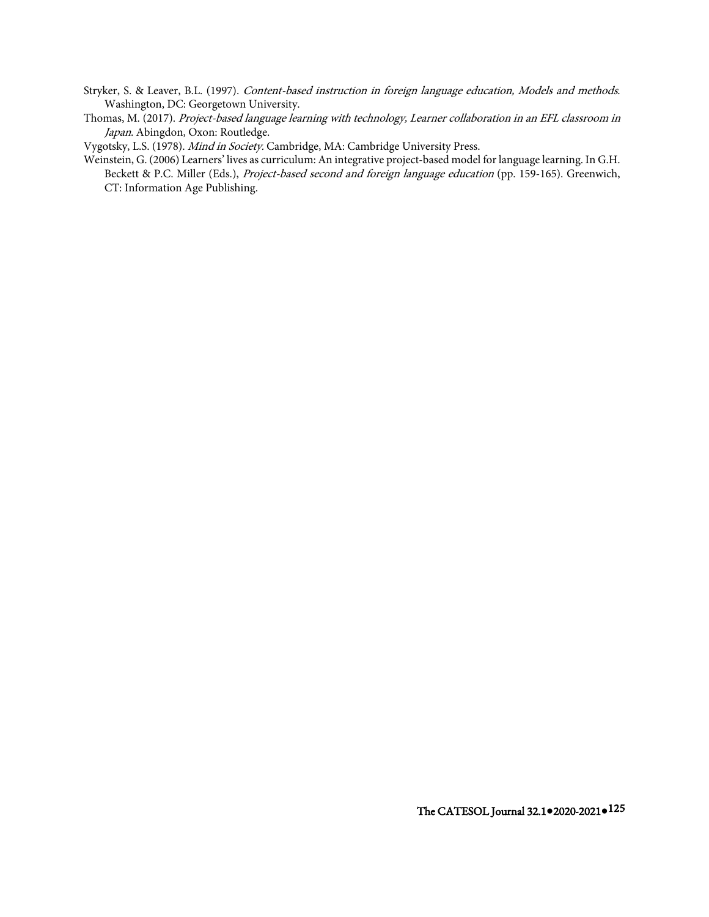Stryker, S. & Leaver, B.L. (1997). *Content-based instruction in foreign language education, Models and methods*. Washington, DC: Georgetown University.

Thomas, M. (2017). *Project-based language learning with technology, Learner collaboration in an EFL classroom in Japan*. Abingdon, Oxon: Routledge.

Vygotsky, L.S. (1978). *Mind in Society*. Cambridge, MA: Cambridge University Press.

Weinstein, G. (2006) Learners' lives as curriculum: An integrative project-based model for language learning. In G.H. Beckett & P.C. Miller (Eds.), *Project-based second and foreign language education* (pp. 159-165). Greenwich, CT: Information Age Publishing.